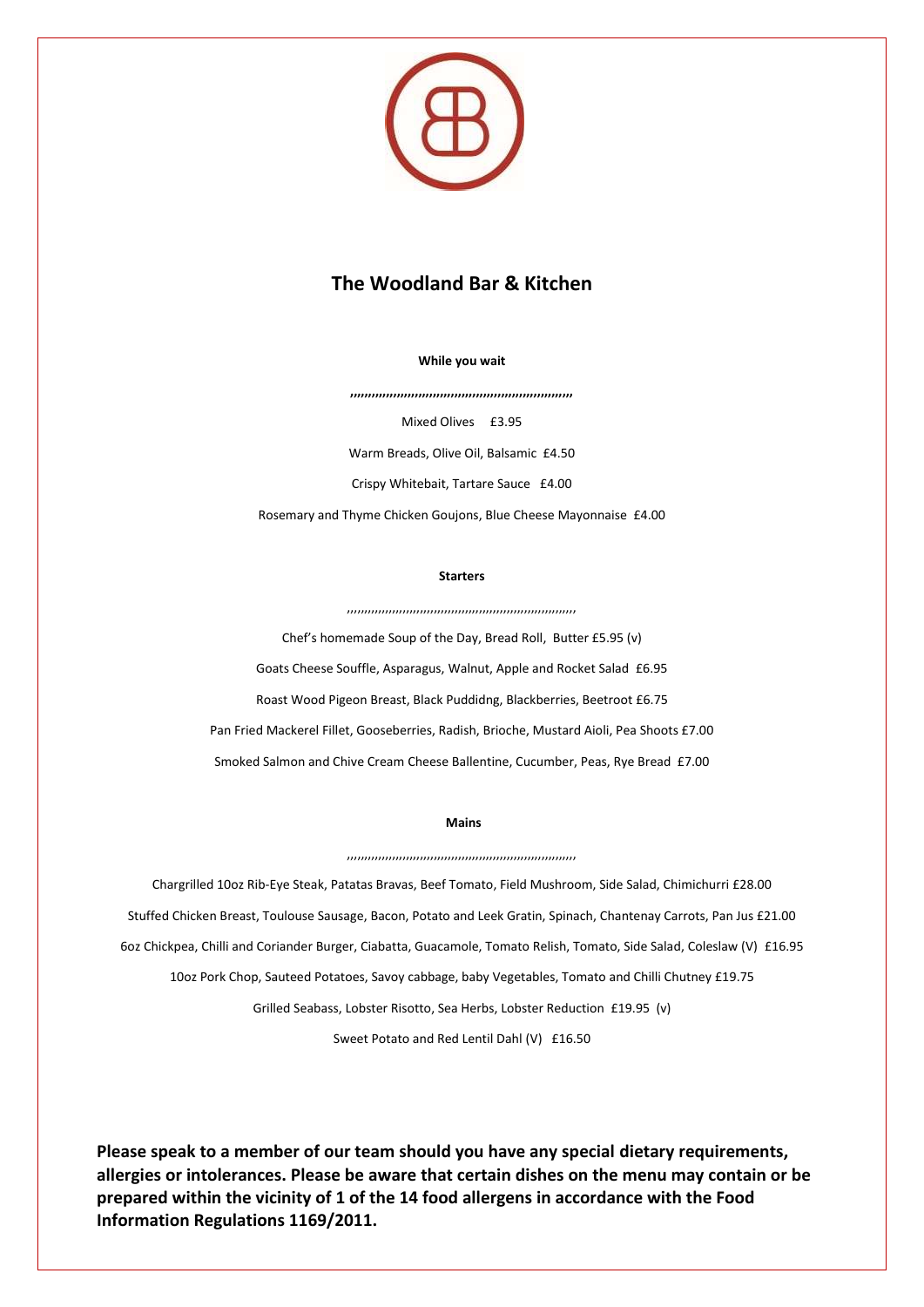# The Woodland Bar & Kitchen

**While you wait**

,,,,,,,,,,,,,,,,,,,,,,,,,,,,,,,,,,,,,,,,,,,,,,,,,,,,,,,,,,,,,,,

Mixed Olives £3.95

Warm Breads, Olive Oil, Balsamic £4.50

Crispy Whitebait, Tartare Sauce £4.00

Rosemary and Thyme Chicken Goujons, Blue Cheese Mayonnaise £4.00

**Starters**

,,,,,,,,,,,,,,,,,,,,,,,,,,,,,,,,,,,,,,,,,,,,,,,,,,,,,,,,,,,,,,,

Chef's homemade Soup of the Day, Bread Roll, Butter £5.95 (v)

Goats Cheese Souffle, Asparagus, Walnut, Apple and Rocket Salad £6.95

Roast Wood Pigeon Breast, Black Puddidng, Blackberries, Beetroot £6.75

Pan Fried Mackerel Fillet, Gooseberries, Radish, Brioche, Mustard Aioli, Pea Shoots £7.00

Smoked Salmon and Chive Cream Cheese Ballentine, Cucumber, Peas, Rye Bread £7.00

**Mains**

,,,,,,,,,,,,,,,,,,,,,,,,,,,,,,,,,,,,,,,,,,,,,,,,,,,,,,,,,,,,,,,

Chargrilled 10oz Rib-Eye Steak, Patatas Bravas, Beef Tomato, Field Mushroom, Side Salad, Chimichurri £28.00

Stuffed Chicken Breast, Toulouse Sausage, Bacon, Potato and Leek Gratin, Spinach, Chantenay Carrots, Pan Jus £21.00

6oz Chickpea, Chilli and Coriander Burger, Ciabatta, Guacamole, Tomato Relish, Tomato, Side Salad, Coleslaw (V) £16.95

10oz Pork Chop, Sauteed Potatoes, Savoy cabbage, baby Vegetables, Tomato and Chilli Chutney £19.75

Grilled Seabass, Lobster Risotto, Sea Herbs, Lobster Reduction £19.95 (v)

Sweet Potato and Red Lentil Dahl (V) £16.50

**Please speak to a member of our team should you have any special dietary requirements, allergies or intolerances. Please be aware that certain dishes on the menu may contain or be prepared within the vicinity of 1 of the 14 food allergens in accordance with the Food Information Regulations 1169/2011.**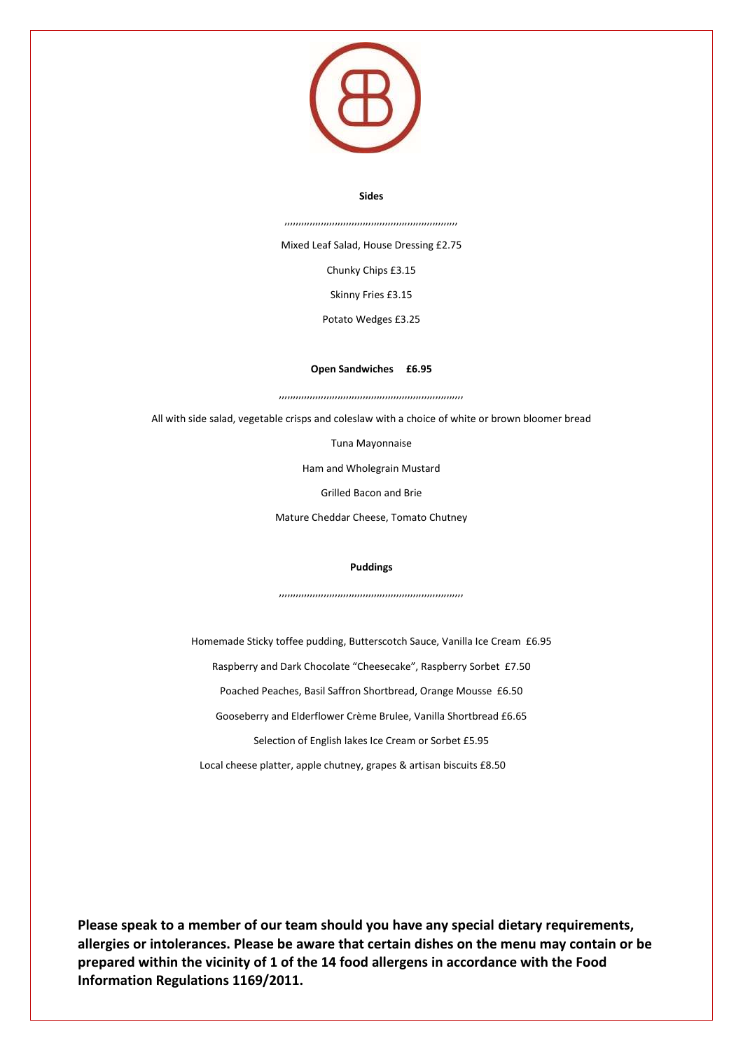## Sides

,,,,,,,,,,,,,,,,,,,,,,,,,,,,,,,,,,,,,,,,,,,,,,,,,,,,,,,,,,,,,,,,

Mixed Leaf Salad, House Dressing £2.75

Chunky Chips £3.15

Skinny Fries £3.15

Potato Wedges £3.25

## Open Sandwiches £6.95

,,,,,,,,,,,,,,,,,,,,,,,,,,,,,,,,,,,,,,,,,,,,,,,,,,,,,,,,,,,,,,,,,,,

All with side salad, vegetable crisps and coleslaw with a choice of white or brown bloomer bread

Tuna Mayonnaise

Ham and Wholegrain Mustard

Grilled Bacon and Brie

Mature Cheddar Cheese, Tomato Chutney

## Puddings

,,,,,,,,,,,,,,,,,,,,,,,,,,,,,,,,,,,,,,,,,,,,,,,,,,,,,,,,,,,,,,,,,,,

Homemade Sticky toffee pudding, Butterscotch Sauce, Vanilla Ice Cream £6.95

Raspberry and Dark Chocolate "Cheesecake", Raspberry Sorbet £7.50

Poached Peaches, Basil Saffron Shortbread, Orange Mousse £6.50

Gooseberry and Elderflower Crème Brulee, Vanilla Shortbread £6.65

Selection of English lakes Ice Cream or Sorbet £5.95

Local cheese platter, apple chutney, grapes & artisan biscuits £8.50

**Please speak to a member of our team should you have any special dietary requirements, allergies or intolerances. Please be aware that certain dishes on the menu may contain or be prepared within the vicinity of 1 of the 14 food allergens in accordance with the Food Information Regulations 1169/2011.**